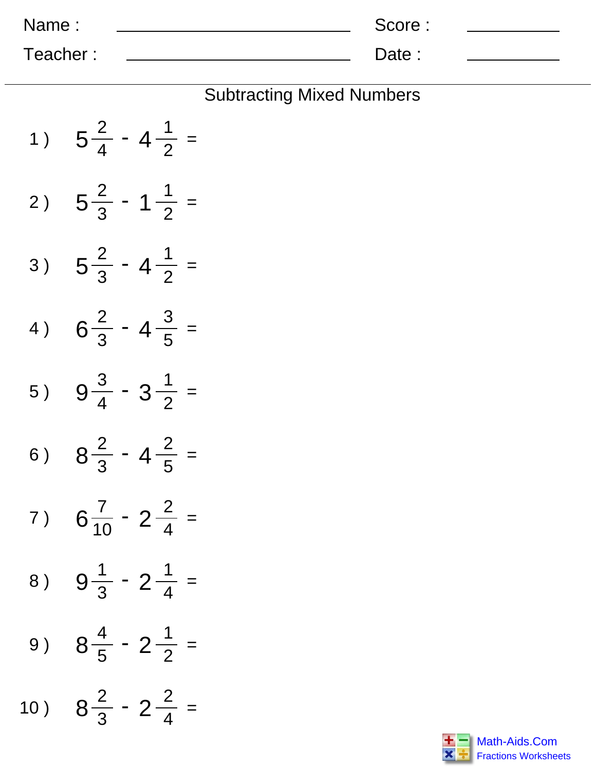Name : ____________________ Score : __________

Teacher : ____________________ Date : __________

## Subtracting Mixed Numbers

1 ) $5\frac{2}{4} - 4\frac{1}{2} =$

2 ) $5\frac{2}{3} - 1\frac{1}{2} =$

3 ) $5\frac{2}{3} - 4\frac{1}{2} =$

4 ) $6\frac{2}{3} - 4\frac{3}{5} =$

5 ) $9\frac{3}{4} - 3\frac{1}{2} =$

6 ) $8\frac{2}{3} - 4\frac{2}{5} =$

7 ) $6\frac{7}{10} - 2\frac{2}{4} =$

8 ) $9\frac{1}{3} - 2\frac{1}{4} =$

9 ) $8\frac{4}{5} - 2\frac{1}{2} =$

10 ) $8\frac{2}{3} - 2\frac{2}{4} =$

Math-Aids.Com
Fractions Worksheets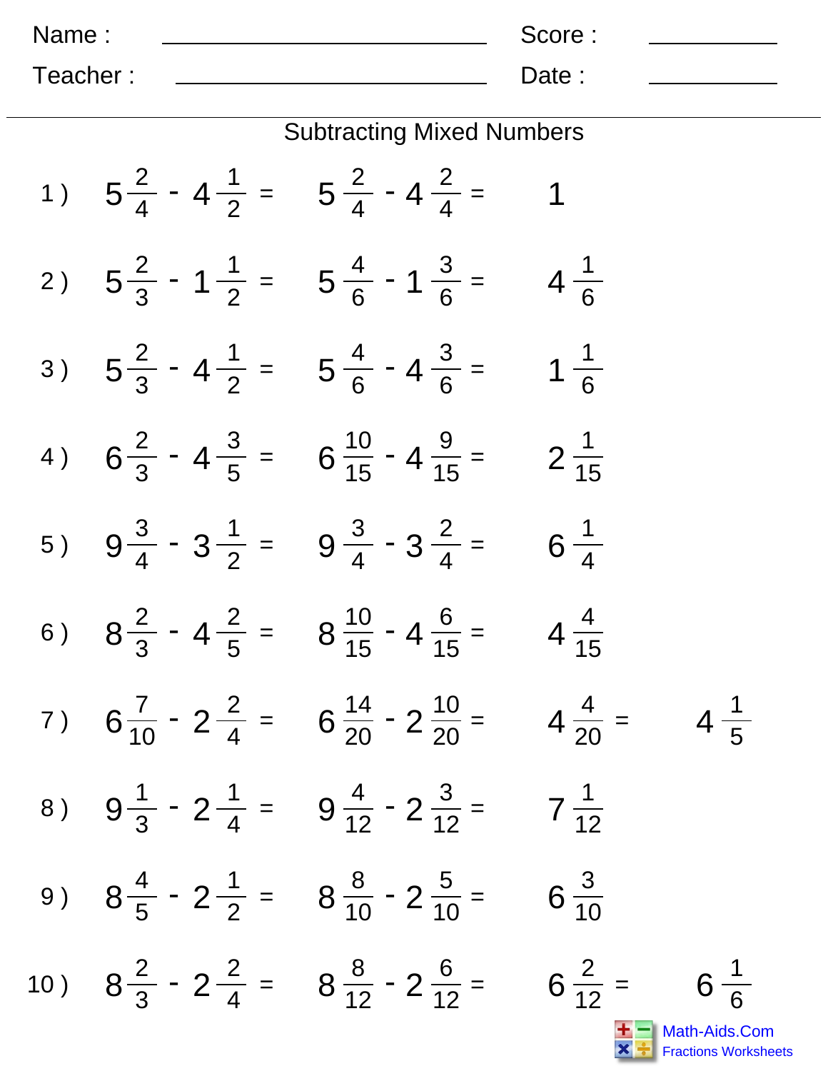Name : ______________________ Score : __________

Teacher : ______________________ Date : __________

## Subtracting Mixed Numbers

1 ) $5\frac{2}{4} - 4\frac{1}{2} = 5\frac{2}{4} - 4\frac{2}{4} = 1$

2 ) $5\frac{2}{3} - 1\frac{1}{2} = 5\frac{4}{6} - 1\frac{3}{6} = 4\frac{1}{6}$

3 ) $5\frac{2}{3} - 4\frac{1}{2} = 5\frac{4}{6} - 4\frac{3}{6} = 1\frac{1}{6}$

4 ) $6\frac{2}{3} - 4\frac{3}{5} = 6\frac{10}{15} - 4\frac{9}{15} = 2\frac{1}{15}$

5 ) $9\frac{3}{4} - 3\frac{1}{2} = 9\frac{3}{4} - 3\frac{2}{4} = 6\frac{1}{4}$

6 ) $8\frac{2}{3} - 4\frac{2}{5} = 8\frac{10}{15} - 4\frac{6}{15} = 4\frac{4}{15}$

7 ) $6\frac{7}{10} - 2\frac{2}{4} = 6\frac{14}{20} - 2\frac{10}{20} = 4\frac{4}{20} = 4\frac{1}{5}$

8 ) $9\frac{1}{3} - 2\frac{1}{4} = 9\frac{4}{12} - 2\frac{3}{12} = 7\frac{1}{12}$

9 ) $8\frac{4}{5} - 2\frac{1}{2} = 8\frac{8}{10} - 2\frac{5}{10} = 6\frac{3}{10}$

10 ) $8\frac{2}{3} - 2\frac{2}{4} = 8\frac{8}{12} - 2\frac{6}{12} = 6\frac{2}{12} = 6\frac{1}{6}$

Math-Aids.Com
Fractions Worksheets